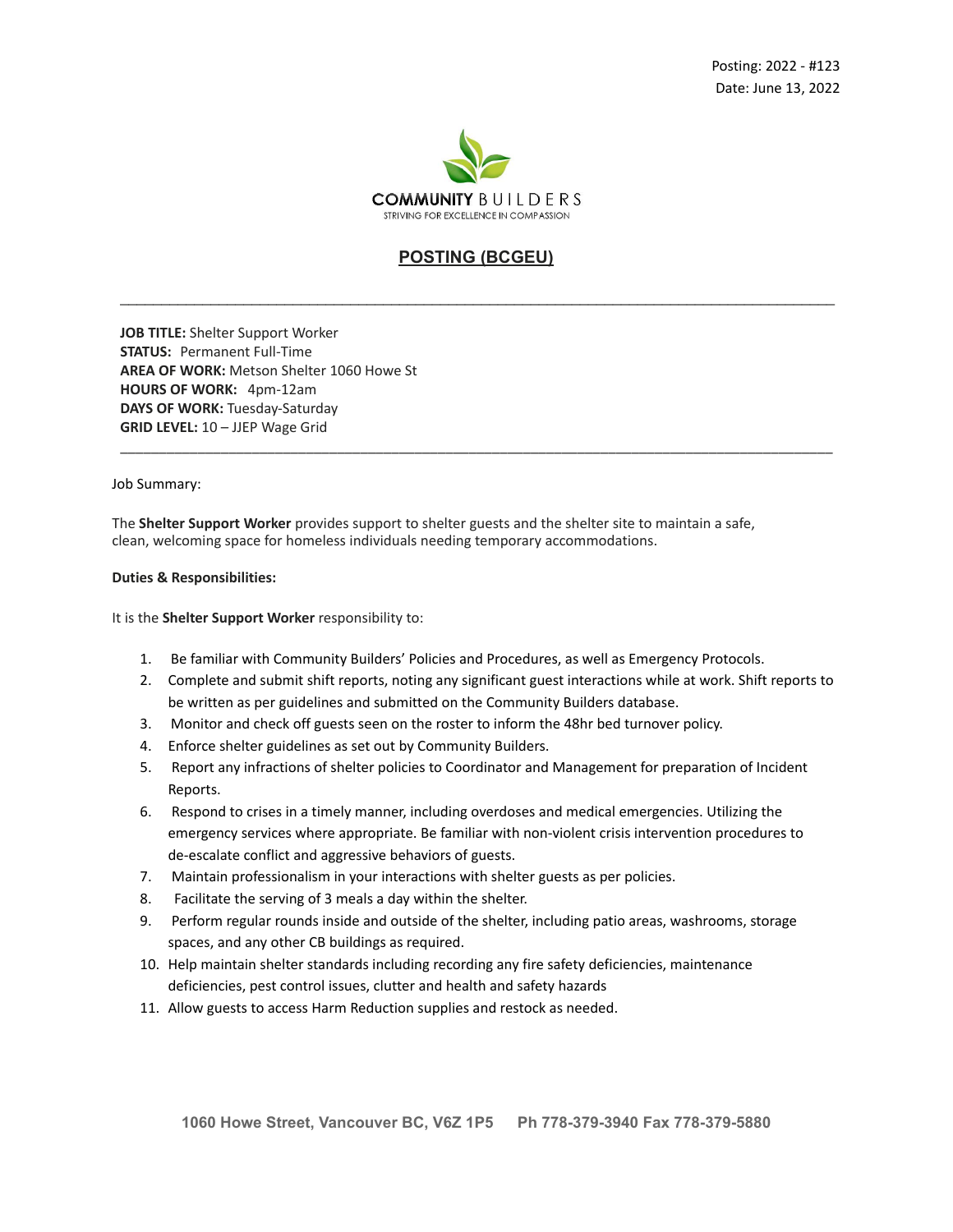Posting: 2022 - #123
Date: June 13, 2022

COMMUNITY BUILDERS
STRIVING FOR EXCELLENCE IN COMPASSION

# POSTING (BCGEU)

---

**JOB TITLE:** Shelter Support Worker
**STATUS:** Permanent Full-Time
**AREA OF WORK:** Metson Shelter 1060 Howe St
**HOURS OF WORK:** 4pm-12am
**DAYS OF WORK:** Tuesday-Saturday
**GRID LEVEL:** 10 – JJEP Wage Grid

---

Job Summary:

The **Shelter Support Worker** provides support to shelter guests and the shelter site to maintain a safe, clean, welcoming space for homeless individuals needing temporary accommodations.

**Duties & Responsibilities:**

It is the **Shelter Support Worker** responsibility to:

1. Be familiar with Community Builders' Policies and Procedures, as well as Emergency Protocols.
2. Complete and submit shift reports, noting any significant guest interactions while at work. Shift reports to be written as per guidelines and submitted on the Community Builders database.
3. Monitor and check off guests seen on the roster to inform the 48hr bed turnover policy.
4. Enforce shelter guidelines as set out by Community Builders.
5. Report any infractions of shelter policies to Coordinator and Management for preparation of Incident Reports.
6. Respond to crises in a timely manner, including overdoses and medical emergencies. Utilizing the emergency services where appropriate. Be familiar with non-violent crisis intervention procedures to de-escalate conflict and aggressive behaviors of guests.
7. Maintain professionalism in your interactions with shelter guests as per policies.
8. Facilitate the serving of 3 meals a day within the shelter.
9. Perform regular rounds inside and outside of the shelter, including patio areas, washrooms, storage spaces, and any other CB buildings as required.
10. Help maintain shelter standards including recording any fire safety deficiencies, maintenance deficiencies, pest control issues, clutter and health and safety hazards
11. Allow guests to access Harm Reduction supplies and restock as needed.

**1060 Howe Street, Vancouver BC, V6Z 1P5 Ph 778-379-3940 Fax 778-379-5880**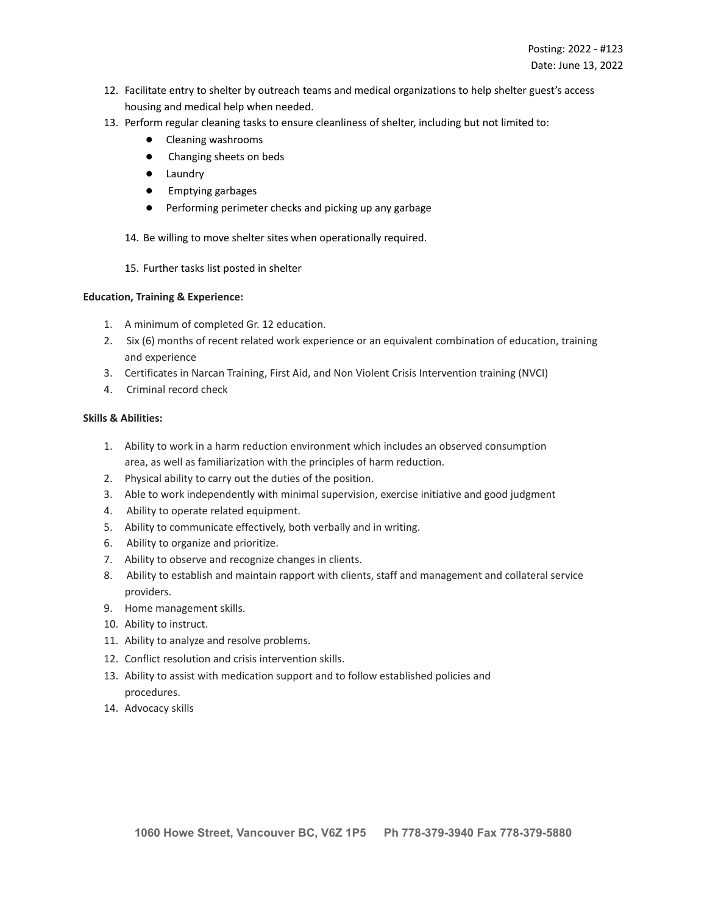12. Facilitate entry to shelter by outreach teams and medical organizations to help shelter guest's access housing and medical help when needed.
13. Perform regular cleaning tasks to ensure cleanliness of shelter, including but not limited to:
    - Cleaning washrooms
    - Changing sheets on beds
    - Laundry
    - Emptying garbages
    - Performing perimeter checks and picking up any garbage
14. Be willing to move shelter sites when operationally required.
15. Further tasks list posted in shelter

**Education, Training & Experience:**

1. A minimum of completed Gr. 12 education.
2. Six (6) months of recent related work experience or an equivalent combination of education, training and experience
3. Certificates in Narcan Training, First Aid, and Non Violent Crisis Intervention training (NVCI)
4. Criminal record check

**Skills & Abilities:**

1. Ability to work in a harm reduction environment which includes an observed consumption area, as well as familiarization with the principles of harm reduction.
2. Physical ability to carry out the duties of the position.
3. Able to work independently with minimal supervision, exercise initiative and good judgment
4. Ability to operate related equipment.
5. Ability to communicate effectively, both verbally and in writing.
6. Ability to organize and prioritize.
7. Ability to observe and recognize changes in clients.
8. Ability to establish and maintain rapport with clients, staff and management and collateral service providers.
9. Home management skills.
10. Ability to instruct.
11. Ability to analyze and resolve problems.
12. Conflict resolution and crisis intervention skills.
13. Ability to assist with medication support and to follow established policies and procedures.
14. Advocacy skills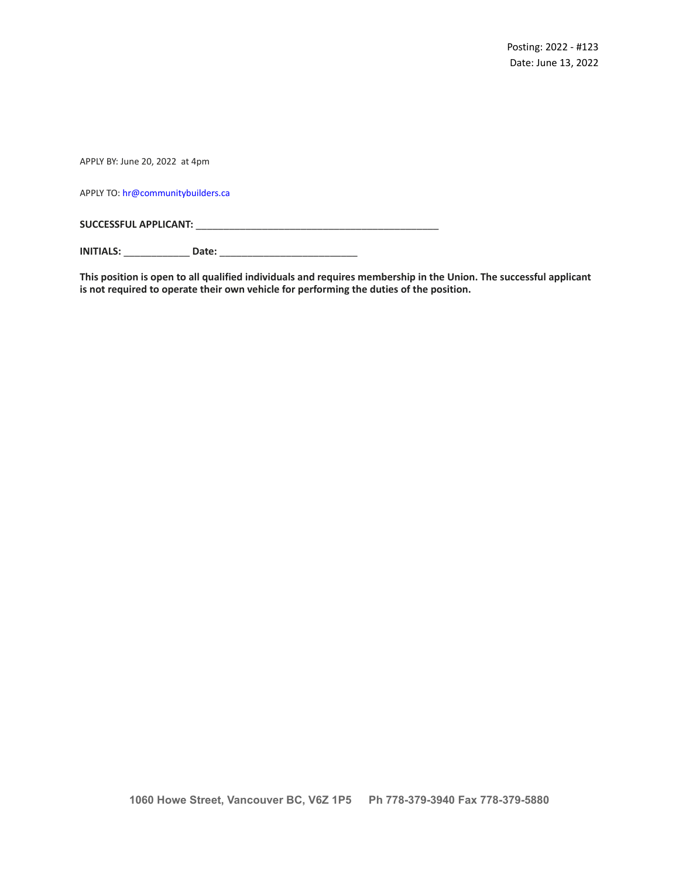Posting: 2022 - #123
Date: June 13, 2022

APPLY BY: June 20, 2022 at 4pm

APPLY TO: hr@communitybuilders.ca

**SUCCESSFUL APPLICANT:** _______________________________________________

**INITIALS:** ____________ **Date:** __________________________

**This position is open to all qualified individuals and requires membership in the Union. The successful applicant is not required to operate their own vehicle for performing the duties of the position.**

**1060 Howe Street, Vancouver BC, V6Z 1P5 Ph 778-379-3940 Fax 778-379-5880**